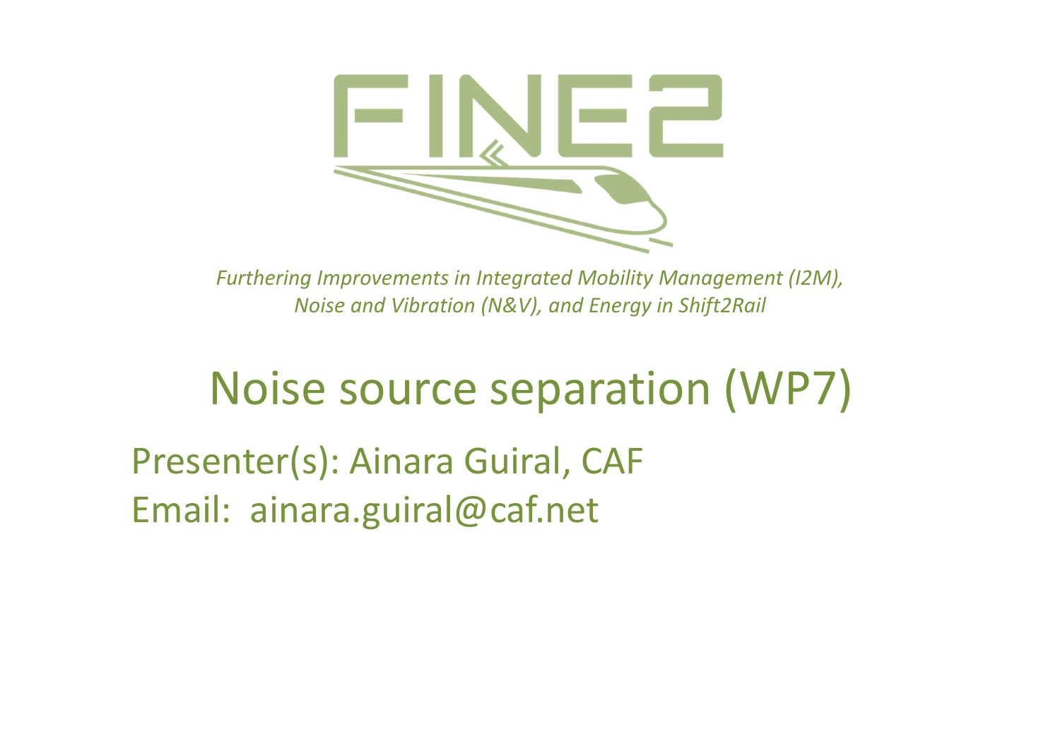FINE2

*Furthering Improvements in Integrated Mobility Management (I2M), Noise and Vibration (N&V), and Energy in Shift2Rail*

# Noise source separation (WP7)

Presenter(s): Ainara Guiral, CAF

Email: ainara.guiral@caf.net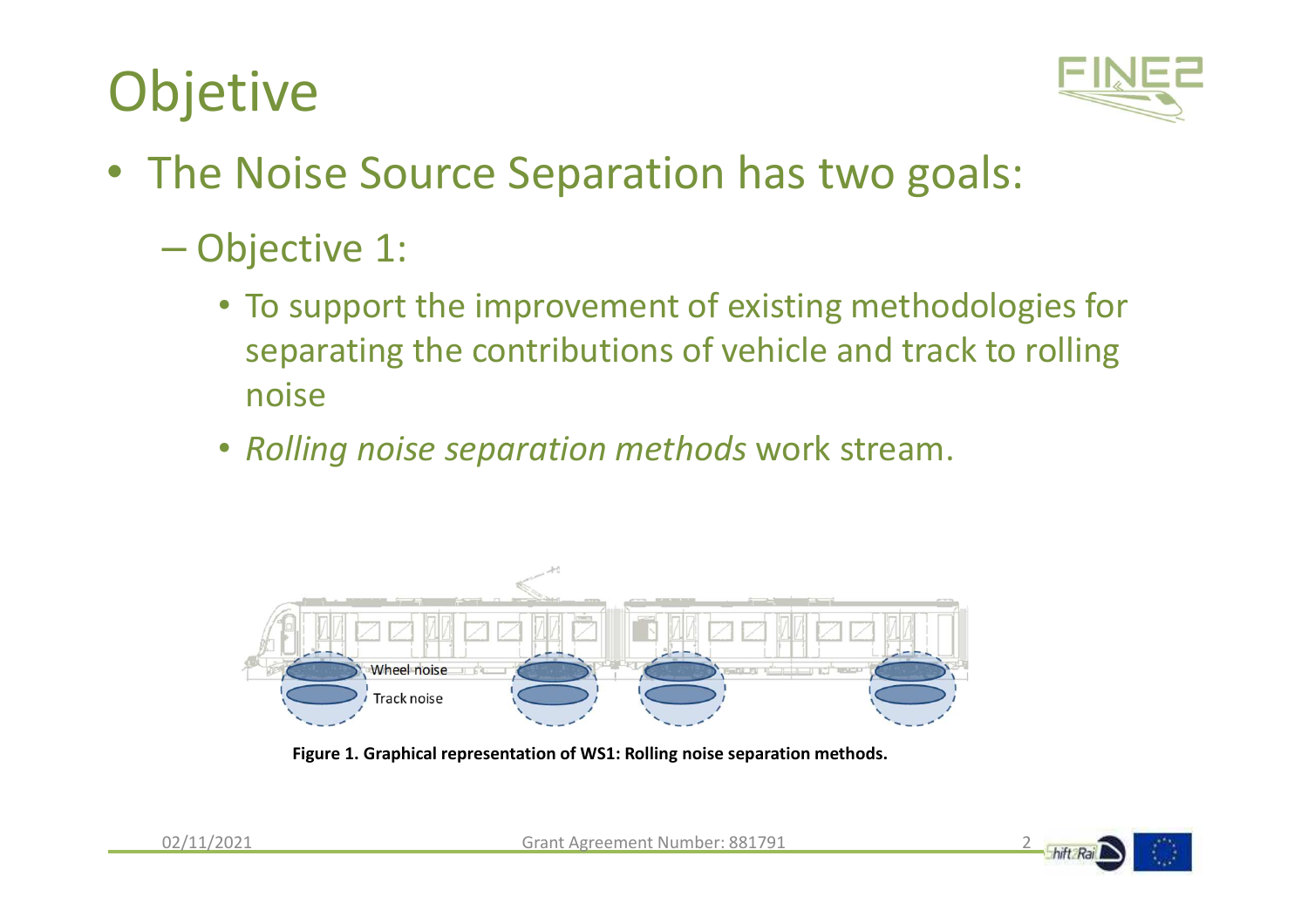# Objetive

- The Noise Source Separation has two goals:
  - Objective 1:
    - To support the improvement of existing methodologies for separating the contributions of vehicle and track to rolling noise
    - *Rolling noise separation methods* work stream.

Wheel noise

Track noise

**Figure 1. Graphical representation of WS1: Rolling noise separation methods.**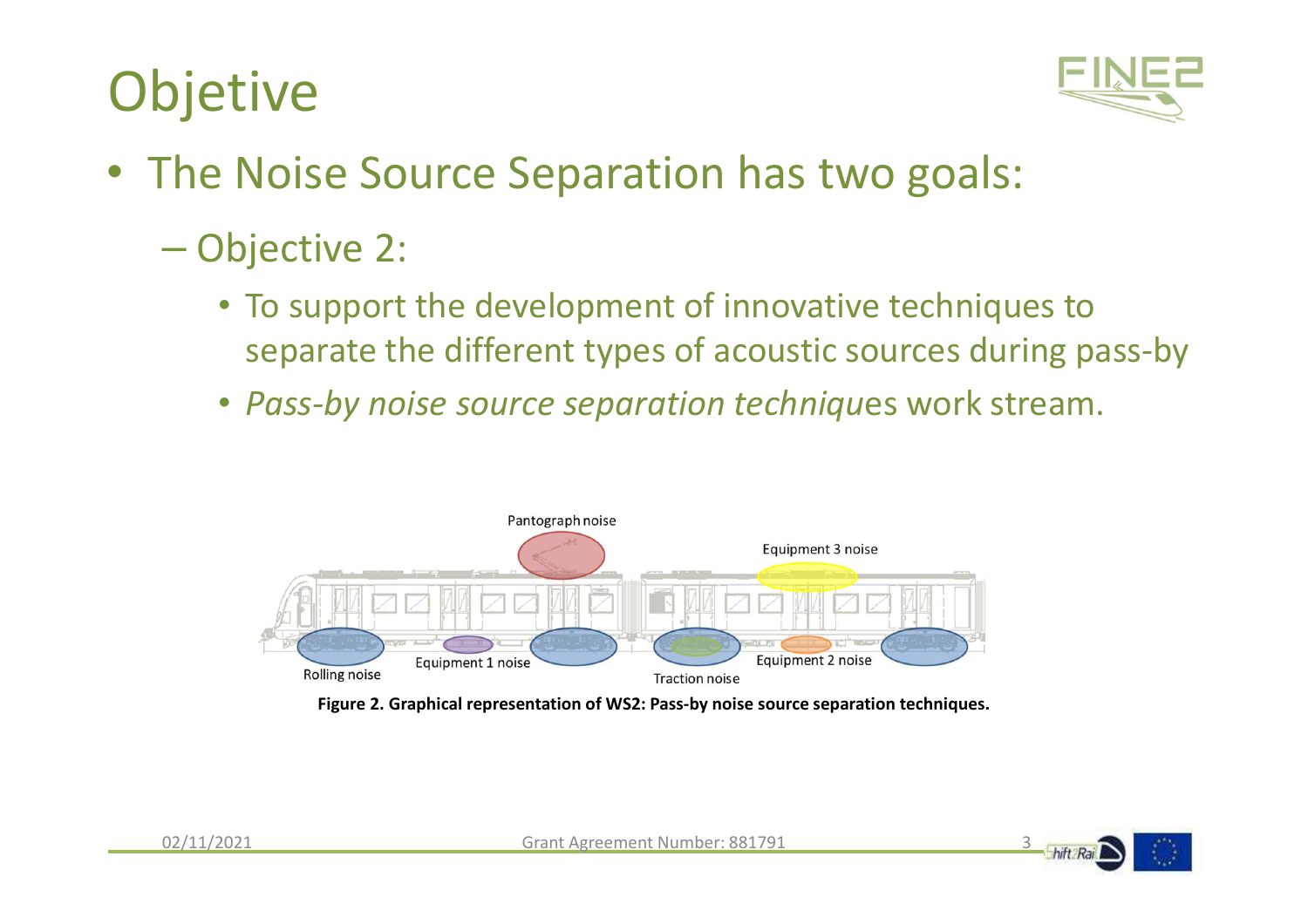# Objetive

- The Noise Source Separation has two goals:
  - Objective 2:
    - To support the development of innovative techniques to separate the different types of acoustic sources during pass-by
    - *Pass-by noise source separation techniqu*es work stream.

Pantograph noise

Equipment 3 noise

Rolling noise

Equipment 1 noise

Traction noise

Equipment 2 noise

**Figure 2. Graphical representation of WS2: Pass-by noise source separation techniques.**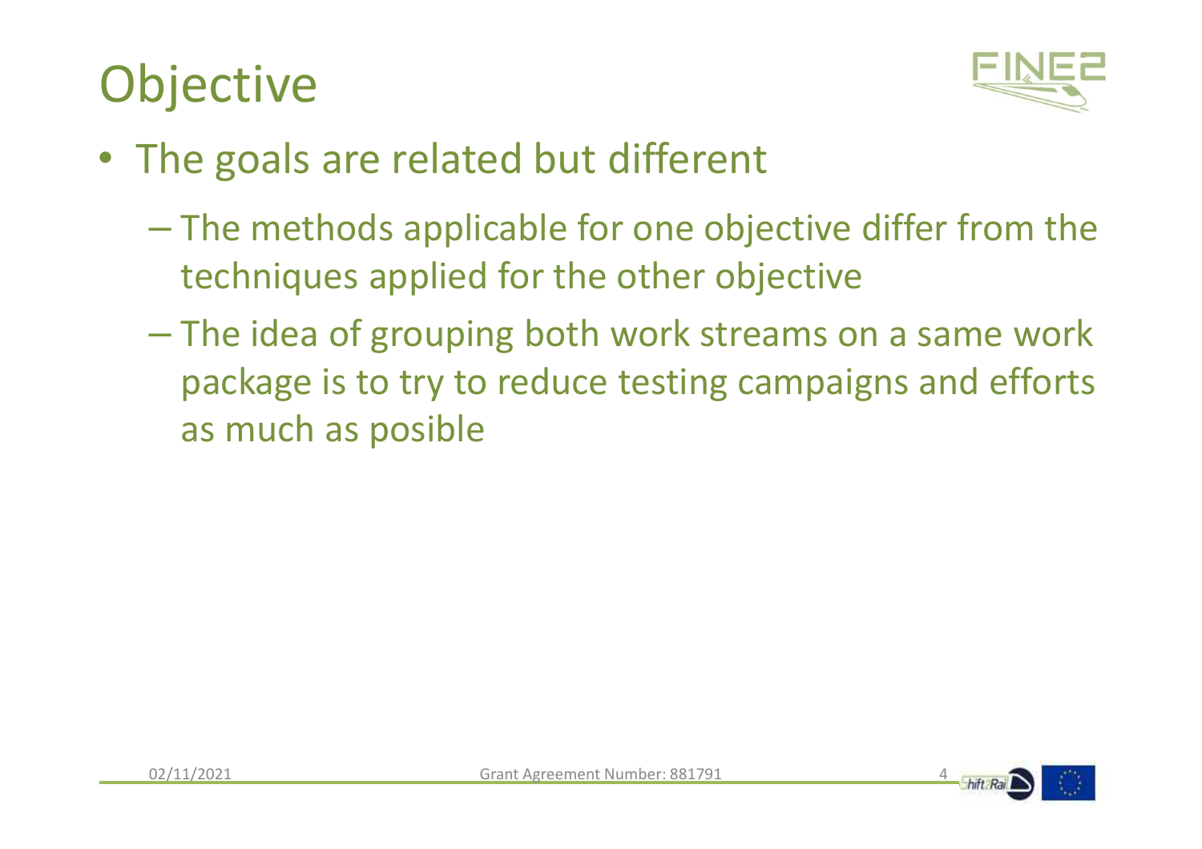# Objective

- The goals are related but different
  - The methods applicable for one objective differ from the techniques applied for the other objective
  - The idea of grouping both work streams on a same work package is to try to reduce testing campaigns and efforts as much as posible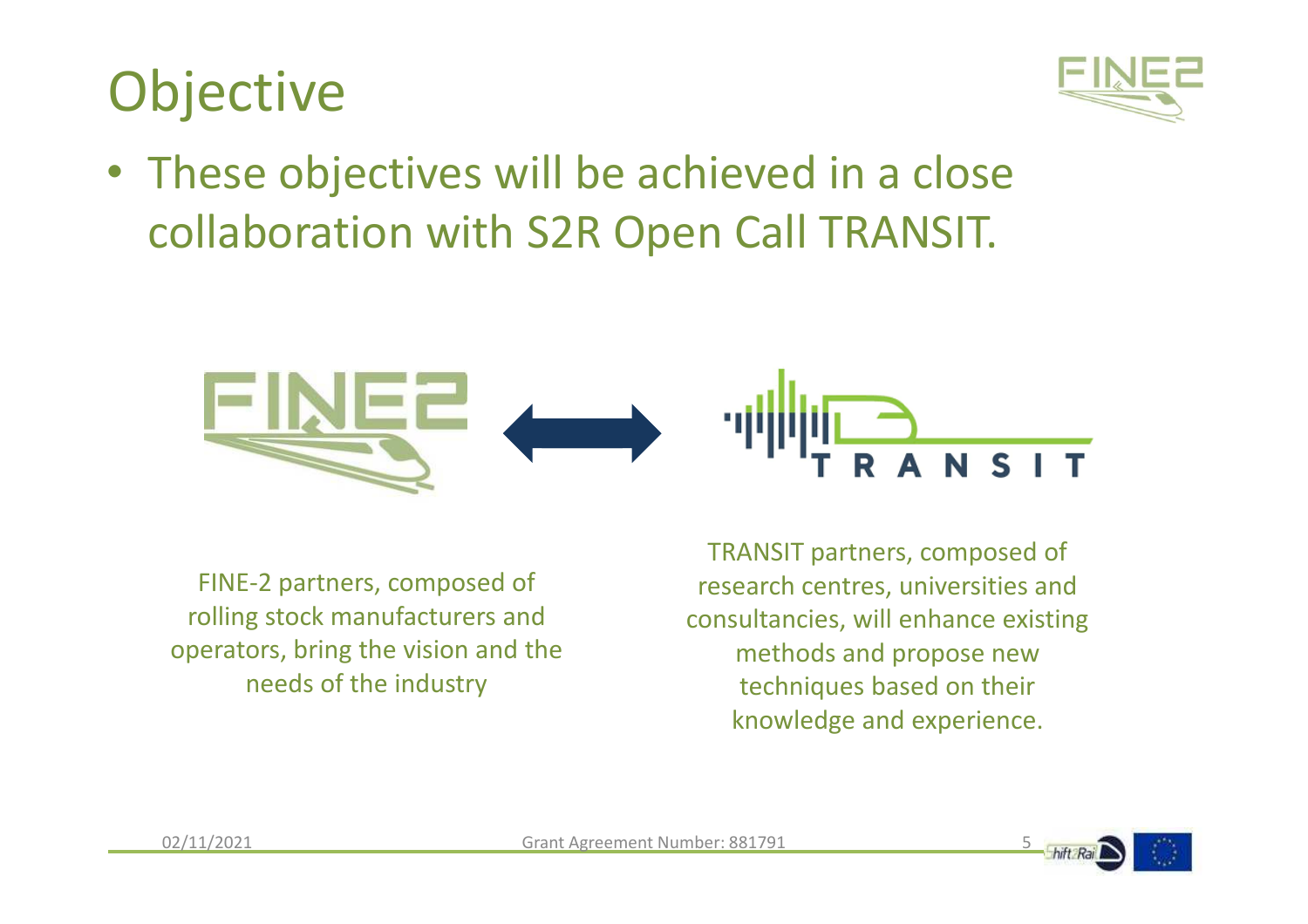# Objective

- These objectives will be achieved in a close collaboration with S2R Open Call TRANSIT.

FINE-2 partners, composed of rolling stock manufacturers and operators, bring the vision and the needs of the industry

TRANSIT partners, composed of research centres, universities and consultancies, will enhance existing methods and propose new techniques based on their knowledge and experience.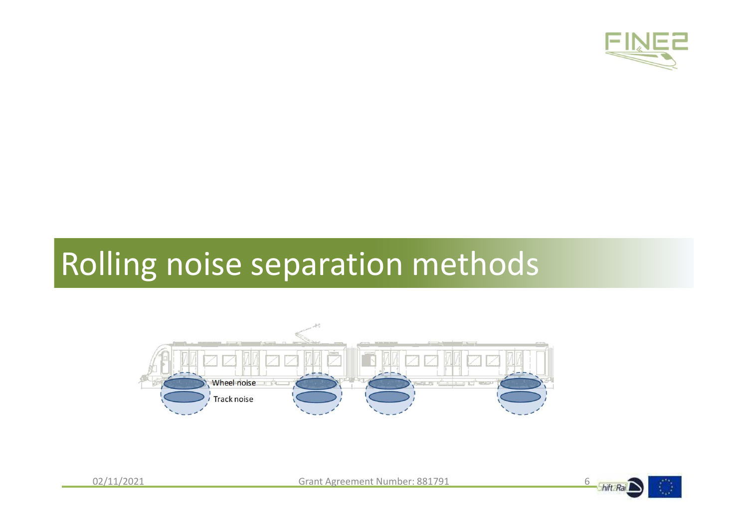# Rolling noise separation methods

Wheel noise

Track noise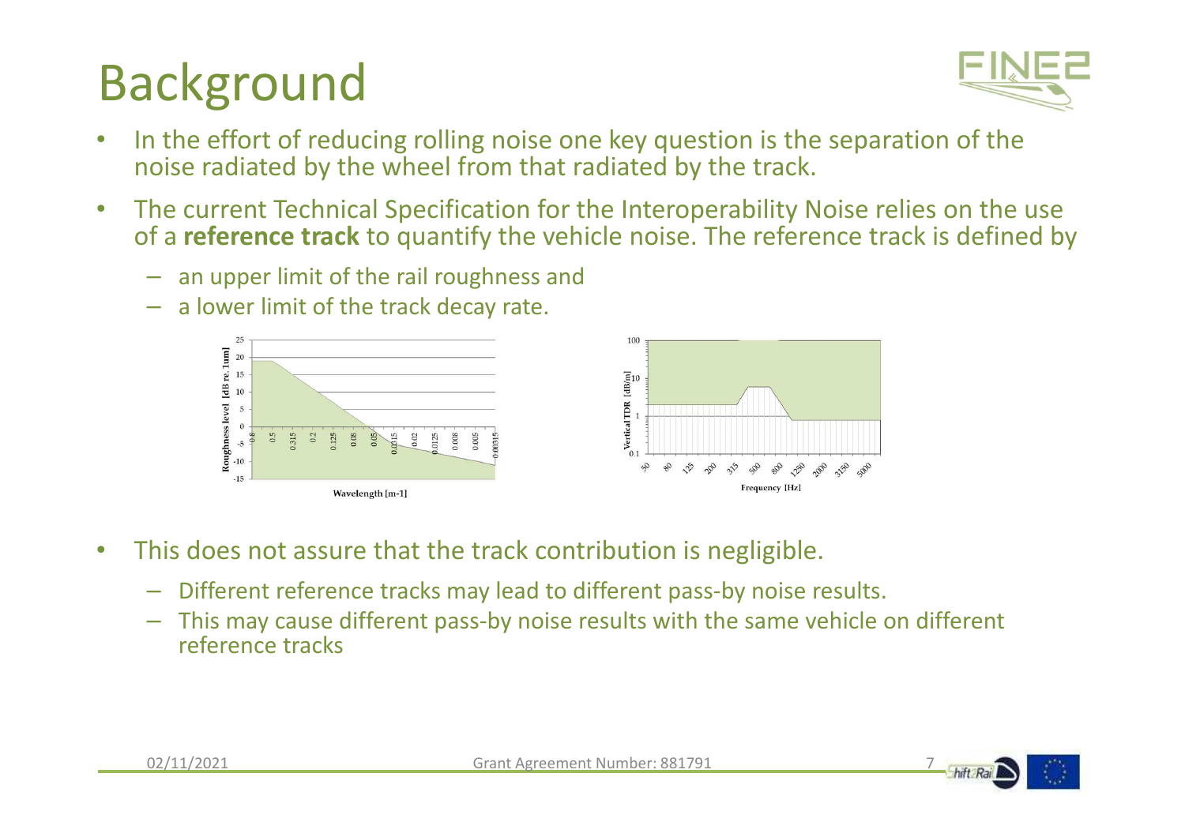# Background

- In the effort of reducing rolling noise one key question is the separation of the noise radiated by the wheel from that radiated by the track.
- The current Technical Specification for the Interoperability Noise relies on the use of a **reference track** to quantify the vehicle noise. The reference track is defined by
  - an upper limit of the rail roughness and
  - a lower limit of the track decay rate.

- This does not assure that the track contribution is negligible.
  - Different reference tracks may lead to different pass-by noise results.
  - This may cause different pass-by noise results with the same vehicle on different reference tracks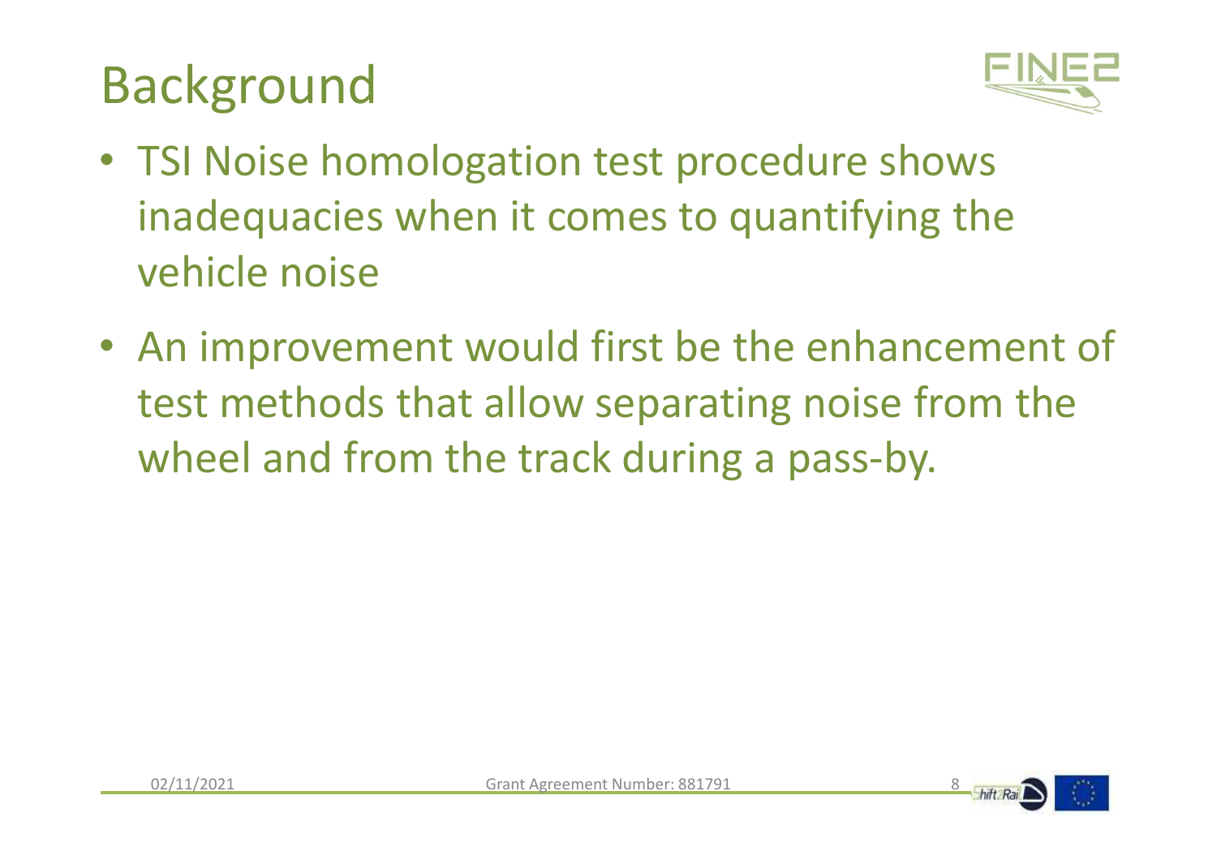# Background

- TSI Noise homologation test procedure shows inadequacies when it comes to quantifying the vehicle noise
- An improvement would first be the enhancement of test methods that allow separating noise from the wheel and from the track during a pass-by.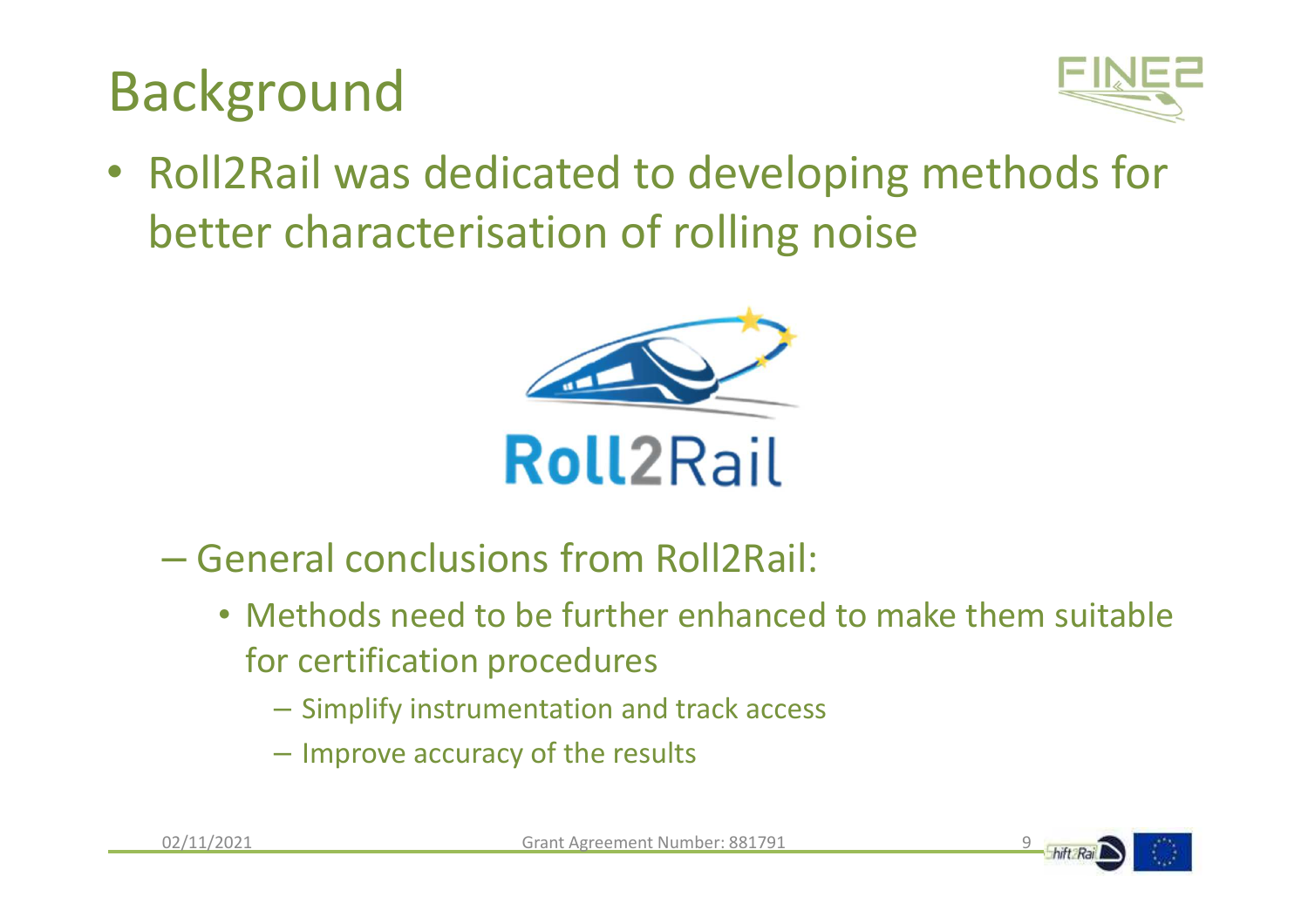# Background

- Roll2Rail was dedicated to developing methods for better characterisation of rolling noise

Roll2Rail

– General conclusions from Roll2Rail:
  - Methods need to be further enhanced to make them suitable for certification procedures
    – Simplify instrumentation and track access
    – Improve accuracy of the results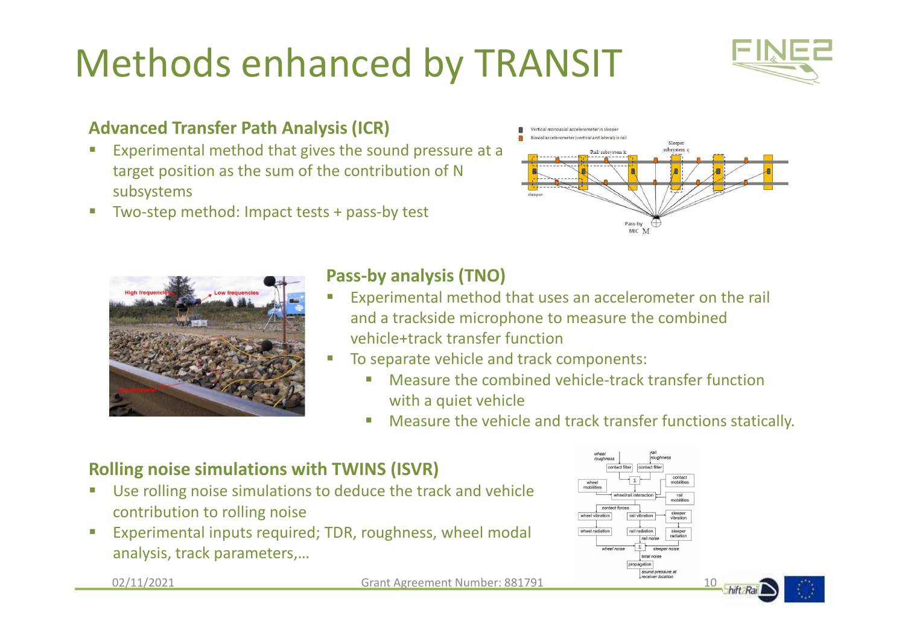# Methods enhanced by TRANSIT

### Advanced Transfer Path Analysis (ICR)

- Experimental method that gives the sound pressure at a target position as the sum of the contribution of N subsystems
- Two-step method: Impact tests + pass-by test

### Pass-by analysis (TNO)

- Experimental method that uses an accelerometer on the rail and a trackside microphone to measure the combined vehicle+track transfer function
- To separate vehicle and track components:
  - Measure the combined vehicle-track transfer function with a quiet vehicle
  - Measure the vehicle and track transfer functions statically.

### Rolling noise simulations with TWINS (ISVR)

- Use rolling noise simulations to deduce the track and vehicle contribution to rolling noise
- Experimental inputs required; TDR, roughness, wheel modal analysis, track parameters,…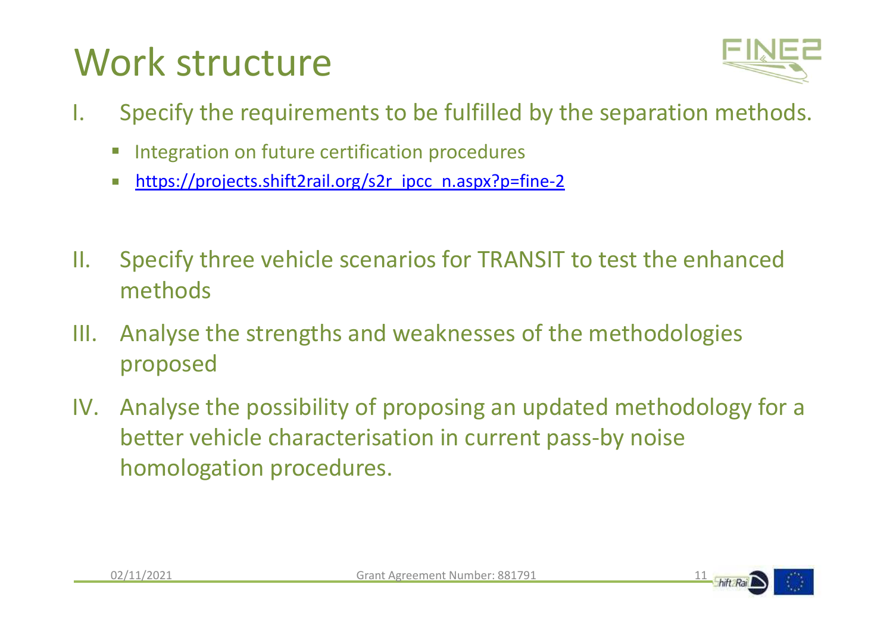# Work structure

I. Specify the requirements to be fulfilled by the separation methods.
   - Integration on future certification procedures
   - https://projects.shift2rail.org/s2r_ipcc_n.aspx?p=fine-2

II. Specify three vehicle scenarios for TRANSIT to test the enhanced methods

III. Analyse the strengths and weaknesses of the methodologies proposed

IV. Analyse the possibility of proposing an updated methodology for a better vehicle characterisation in current pass-by noise homologation procedures.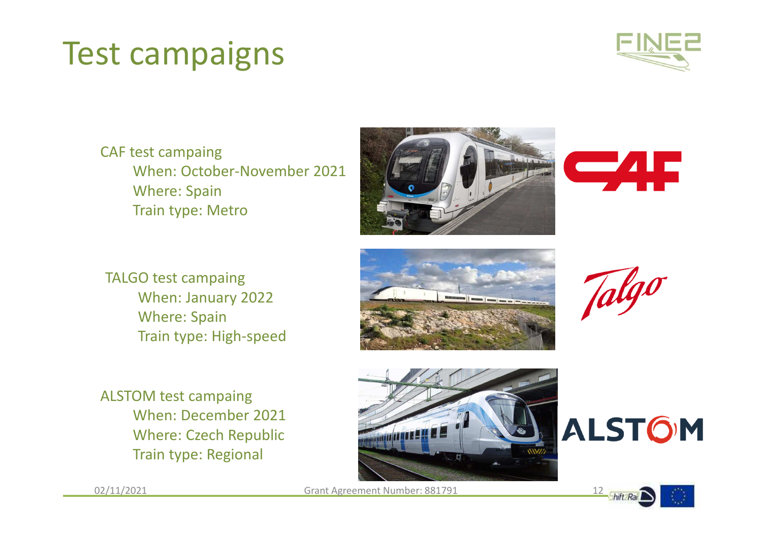# Test campaigns

CAF test campaing
- When: October-November 2021
- Where: Spain
- Train type: Metro

TALGO test campaing
- When: January 2022
- Where: Spain
- Train type: High-speed

ALSTOM test campaing
- When: December 2021
- Where: Czech Republic
- Train type: Regional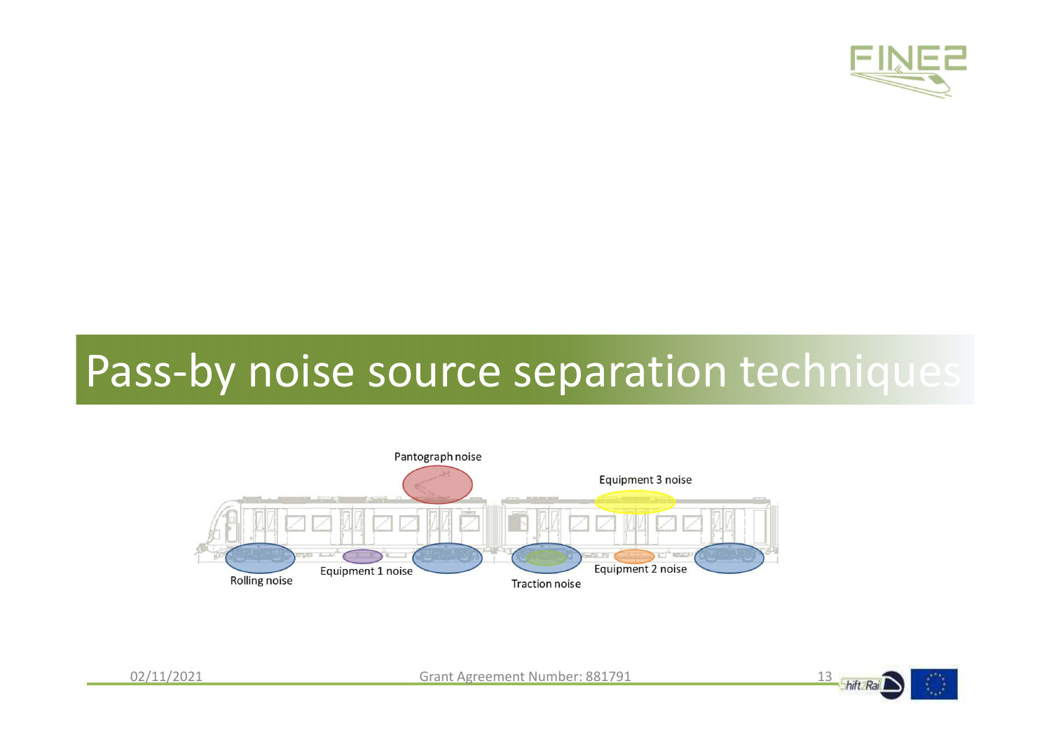# Pass-by noise source separation techniques

Pantograph noise

Equipment 3 noise

Rolling noise

Equipment 1 noise

Traction noise

Equipment 2 noise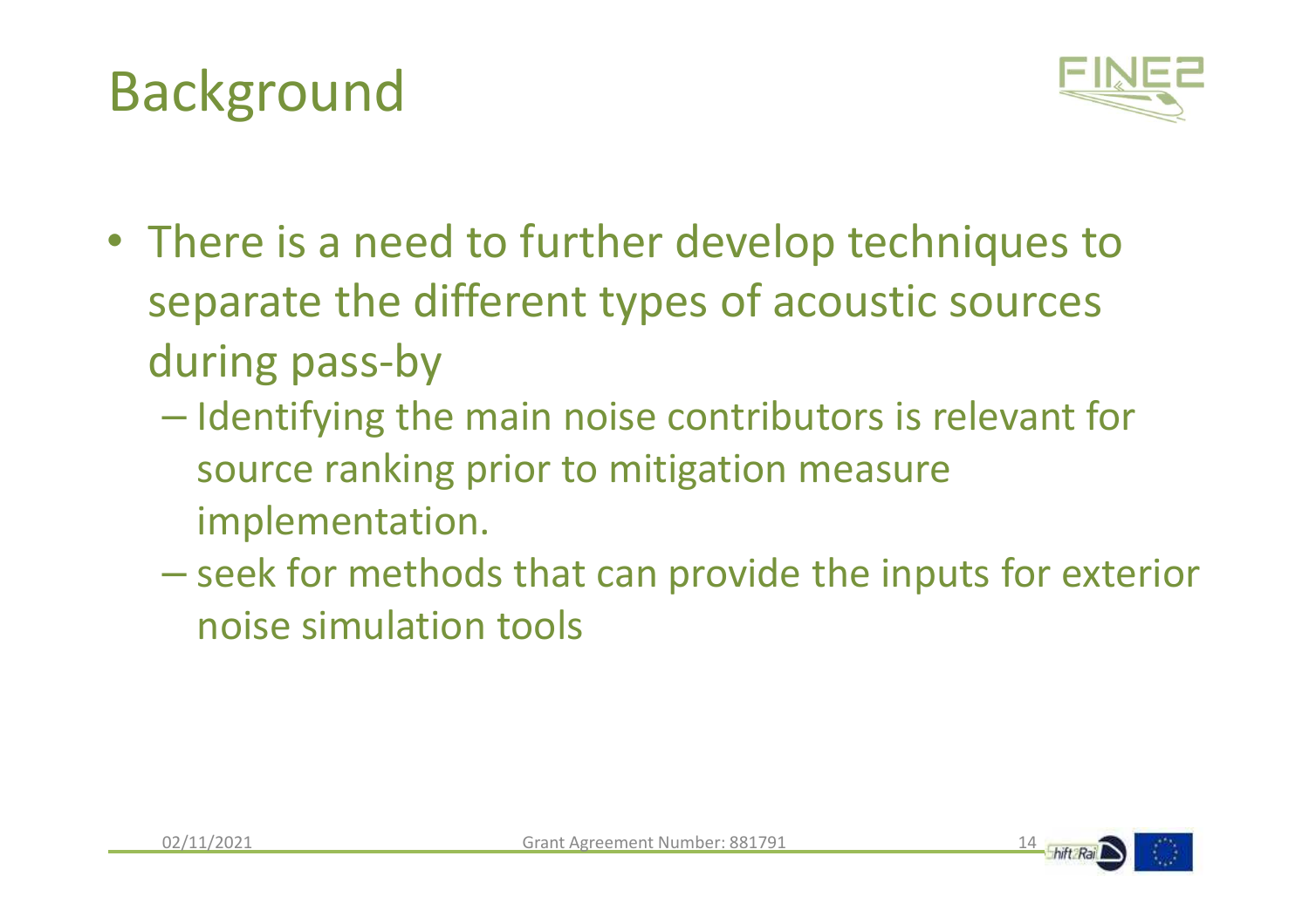# Background

- There is a need to further develop techniques to separate the different types of acoustic sources during pass-by
  - Identifying the main noise contributors is relevant for source ranking prior to mitigation measure implementation.
  - seek for methods that can provide the inputs for exterior noise simulation tools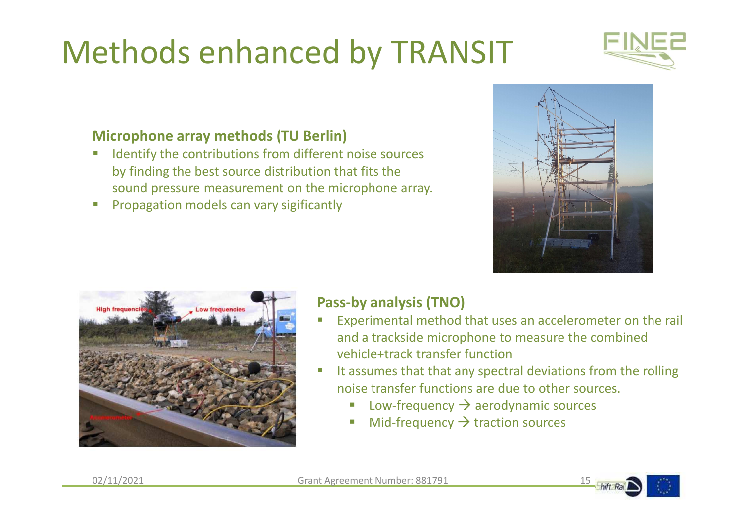# Methods enhanced by TRANSIT

**Microphone array methods (TU Berlin)**

- Identify the contributions from different noise sources by finding the best source distribution that fits the sound pressure measurement on the microphone array.
- Propagation models can vary sigificantly

**Pass-by analysis (TNO)**

- Experimental method that uses an accelerometer on the rail and a trackside microphone to measure the combined vehicle+track transfer function
- It assumes that that any spectral deviations from the rolling noise transfer functions are due to other sources.
  - Low-frequency → aerodynamic sources
  - Mid-frequency → traction sources

02/11/2021 Grant Agreement Number: 881791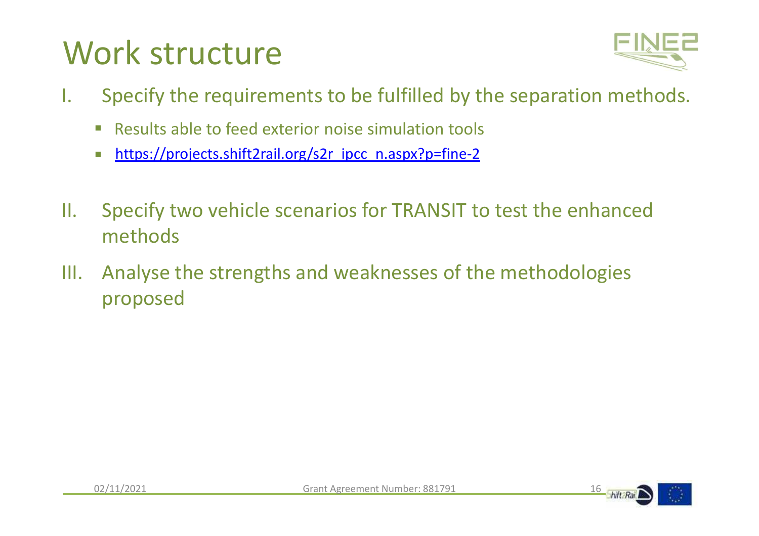# Work structure

I. Specify the requirements to be fulfilled by the separation methods.
   - Results able to feed exterior noise simulation tools
   - https://projects.shift2rail.org/s2r_ipcc_n.aspx?p=fine-2

II. Specify two vehicle scenarios for TRANSIT to test the enhanced methods

III. Analyse the strengths and weaknesses of the methodologies proposed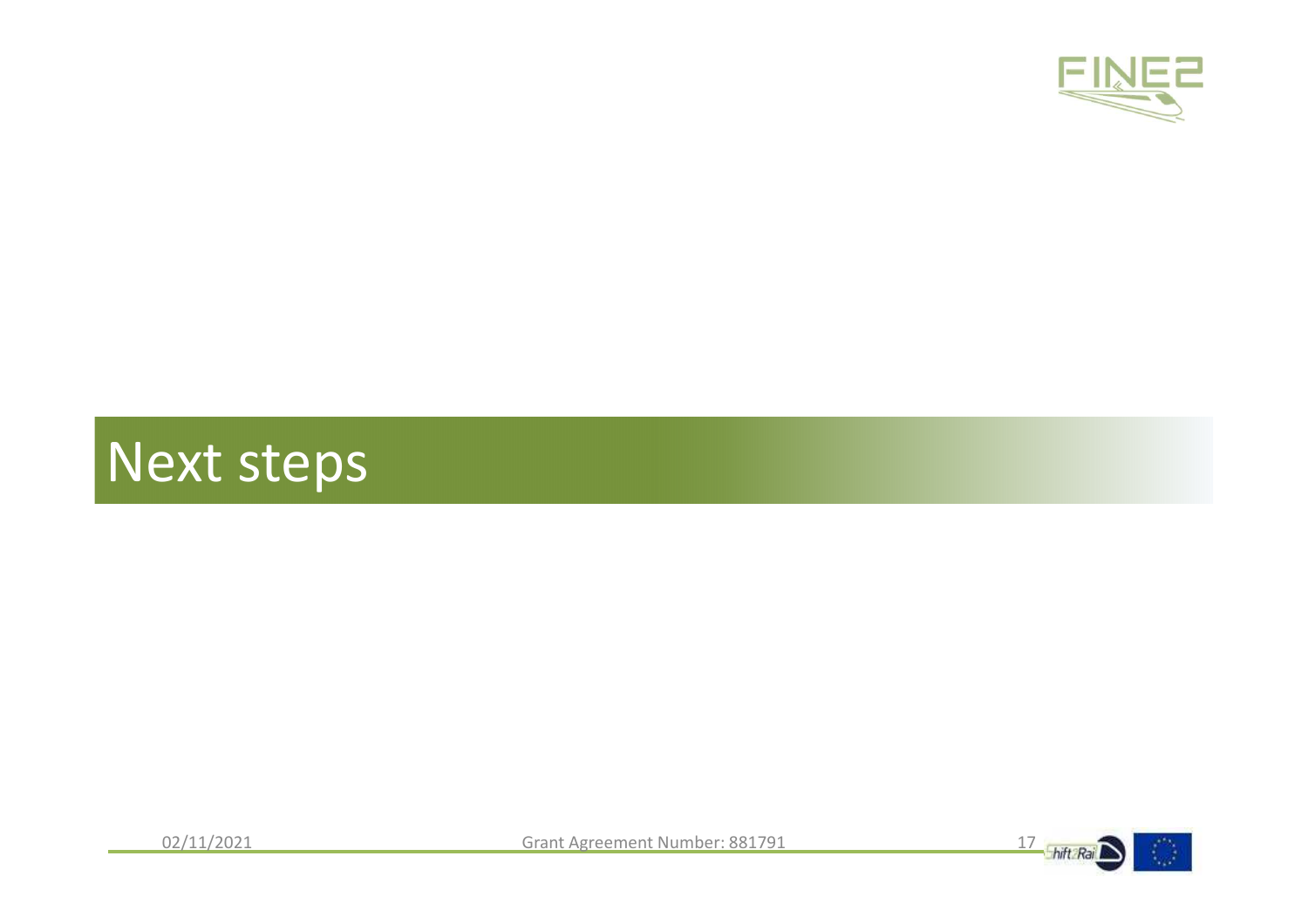# Next steps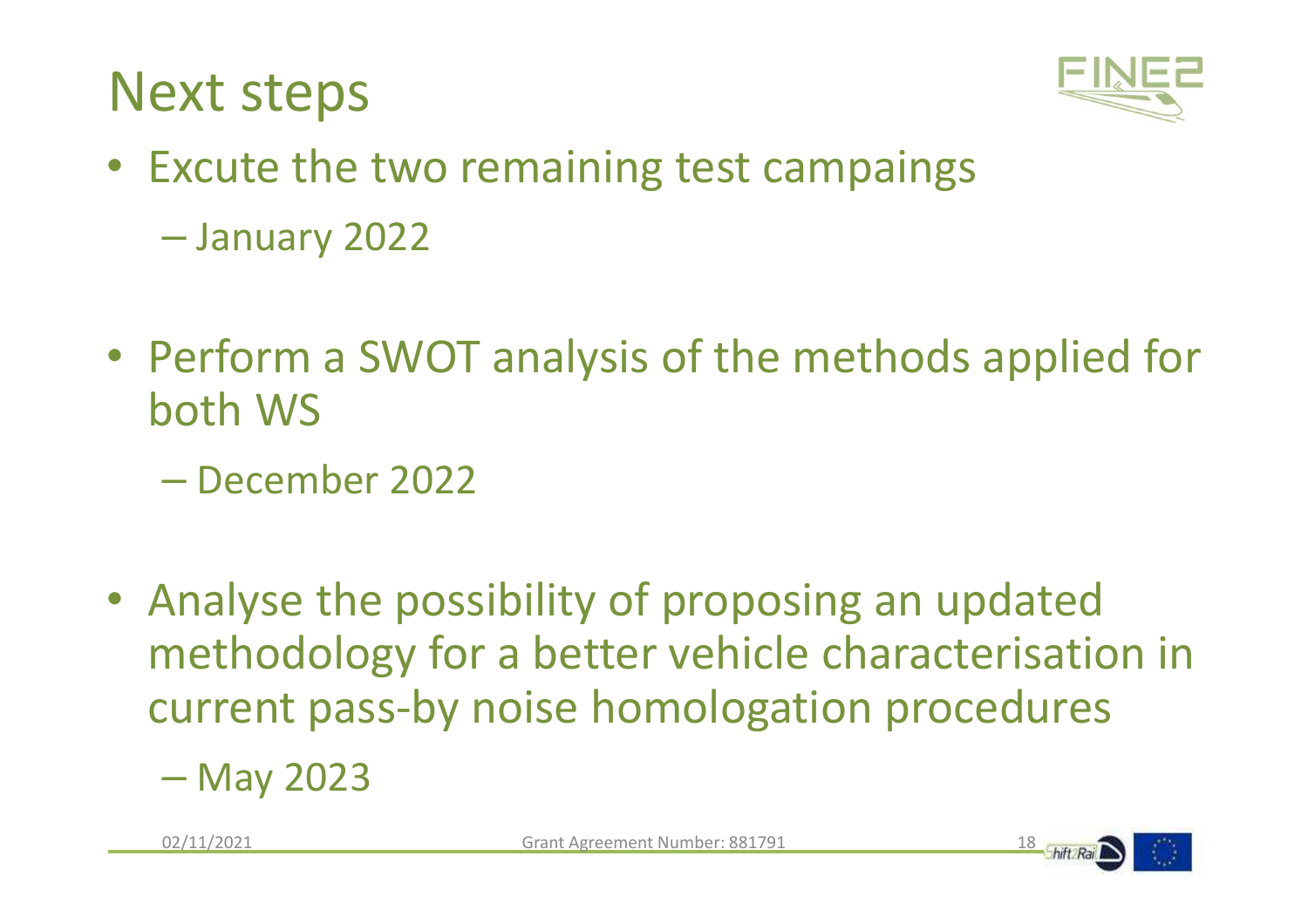# Next steps

- Excute the two remaining test campaings
  - January 2022
- Perform a SWOT analysis of the methods applied for both WS
  - December 2022
- Analyse the possibility of proposing an updated methodology for a better vehicle characterisation in current pass-by noise homologation procedures
  - May 2023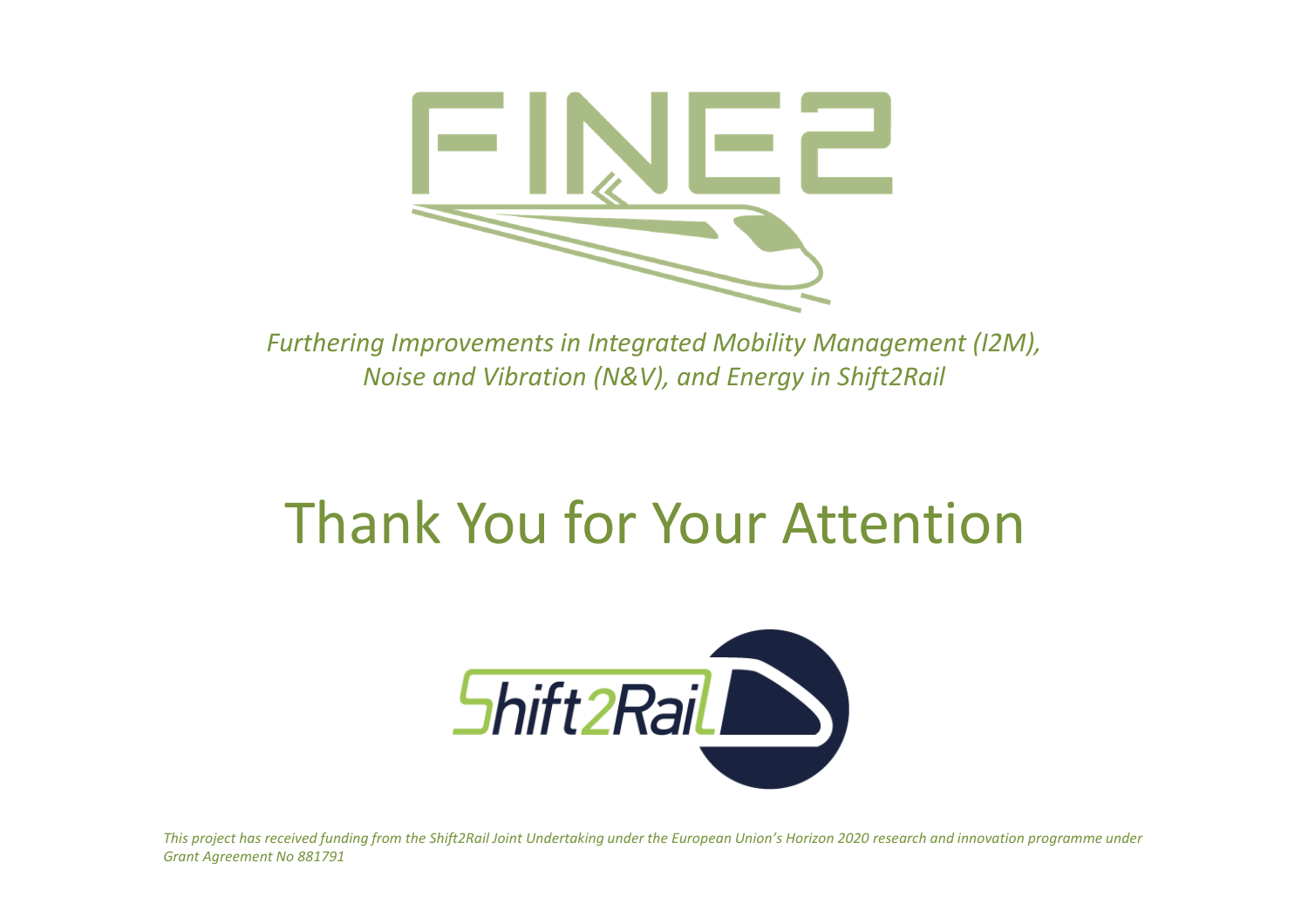*Furthering Improvements in Integrated Mobility Management (I2M), Noise and Vibration (N&V), and Energy in Shift2Rail*

# Thank You for Your Attention

*This project has received funding from the Shift2Rail Joint Undertaking under the European Union's Horizon 2020 research and innovation programme under Grant Agreement No 881791*